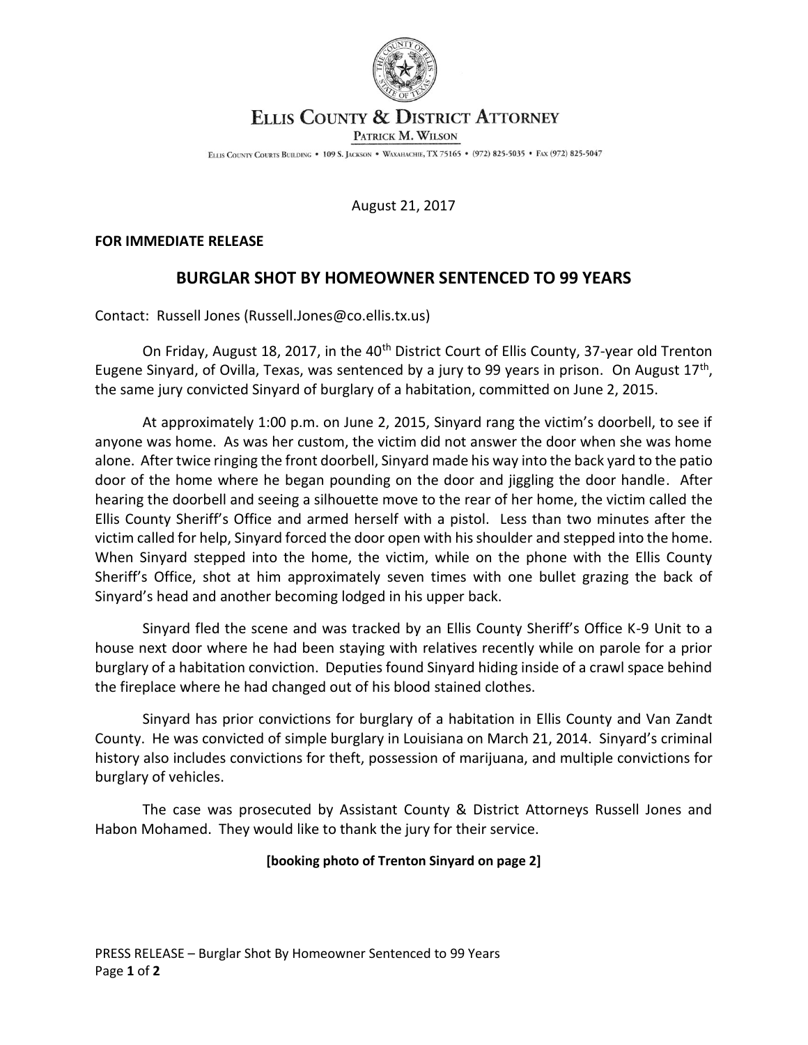# Ellis County & District Attorney

Patrick M. Wilson

Ellis County Courts Building • 109 S. Jackson • Waxahachie, TX 75165 • (972) 825-5035 • Fax (972) 825-5047

August 21, 2017

**FOR IMMEDIATE RELEASE**

## BURGLAR SHOT BY HOMEOWNER SENTENCED TO 99 YEARS

Contact: Russell Jones (Russell.Jones@co.ellis.tx.us)

On Friday, August 18, 2017, in the 40th District Court of Ellis County, 37-year old Trenton Eugene Sinyard, of Ovilla, Texas, was sentenced by a jury to 99 years in prison. On August 17th, the same jury convicted Sinyard of burglary of a habitation, committed on June 2, 2015.

At approximately 1:00 p.m. on June 2, 2015, Sinyard rang the victim's doorbell, to see if anyone was home. As was her custom, the victim did not answer the door when she was home alone. After twice ringing the front doorbell, Sinyard made his way into the back yard to the patio door of the home where he began pounding on the door and jiggling the door handle. After hearing the doorbell and seeing a silhouette move to the rear of her home, the victim called the Ellis County Sheriff's Office and armed herself with a pistol. Less than two minutes after the victim called for help, Sinyard forced the door open with his shoulder and stepped into the home. When Sinyard stepped into the home, the victim, while on the phone with the Ellis County Sheriff's Office, shot at him approximately seven times with one bullet grazing the back of Sinyard's head and another becoming lodged in his upper back.

Sinyard fled the scene and was tracked by an Ellis County Sheriff's Office K-9 Unit to a house next door where he had been staying with relatives recently while on parole for a prior burglary of a habitation conviction. Deputies found Sinyard hiding inside of a crawl space behind the fireplace where he had changed out of his blood stained clothes.

Sinyard has prior convictions for burglary of a habitation in Ellis County and Van Zandt County. He was convicted of simple burglary in Louisiana on March 21, 2014. Sinyard's criminal history also includes convictions for theft, possession of marijuana, and multiple convictions for burglary of vehicles.

The case was prosecuted by Assistant County & District Attorneys Russell Jones and Habon Mohamed. They would like to thank the jury for their service.

**[booking photo of Trenton Sinyard on page 2]**